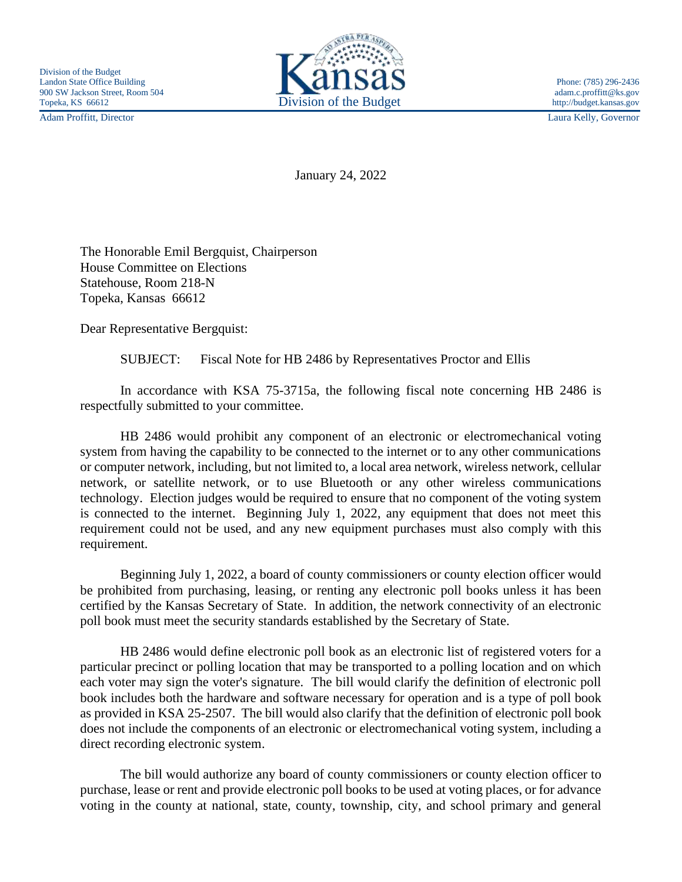Division of the Budget
Landon State Office Building
900 SW Jackson Street, Room 504
Topeka, KS 66612

Kansas
Division of the Budget

Phone: (785) 296-2436
adam.c.proffitt@ks.gov
http://budget.kansas.gov

Adam Proffitt, Director

Laura Kelly, Governor

January 24, 2022

The Honorable Emil Bergquist, Chairperson
House Committee on Elections
Statehouse, Room 218-N
Topeka, Kansas 66612

Dear Representative Bergquist:

SUBJECT: Fiscal Note for HB 2486 by Representatives Proctor and Ellis

In accordance with KSA 75-3715a, the following fiscal note concerning HB 2486 is respectfully submitted to your committee.

HB 2486 would prohibit any component of an electronic or electromechanical voting system from having the capability to be connected to the internet or to any other communications or computer network, including, but not limited to, a local area network, wireless network, cellular network, or satellite network, or to use Bluetooth or any other wireless communications technology. Election judges would be required to ensure that no component of the voting system is connected to the internet. Beginning July 1, 2022, any equipment that does not meet this requirement could not be used, and any new equipment purchases must also comply with this requirement.

Beginning July 1, 2022, a board of county commissioners or county election officer would be prohibited from purchasing, leasing, or renting any electronic poll books unless it has been certified by the Kansas Secretary of State. In addition, the network connectivity of an electronic poll book must meet the security standards established by the Secretary of State.

HB 2486 would define electronic poll book as an electronic list of registered voters for a particular precinct or polling location that may be transported to a polling location and on which each voter may sign the voter's signature. The bill would clarify the definition of electronic poll book includes both the hardware and software necessary for operation and is a type of poll book as provided in KSA 25-2507. The bill would also clarify that the definition of electronic poll book does not include the components of an electronic or electromechanical voting system, including a direct recording electronic system.

The bill would authorize any board of county commissioners or county election officer to purchase, lease or rent and provide electronic poll books to be used at voting places, or for advance voting in the county at national, state, county, township, city, and school primary and general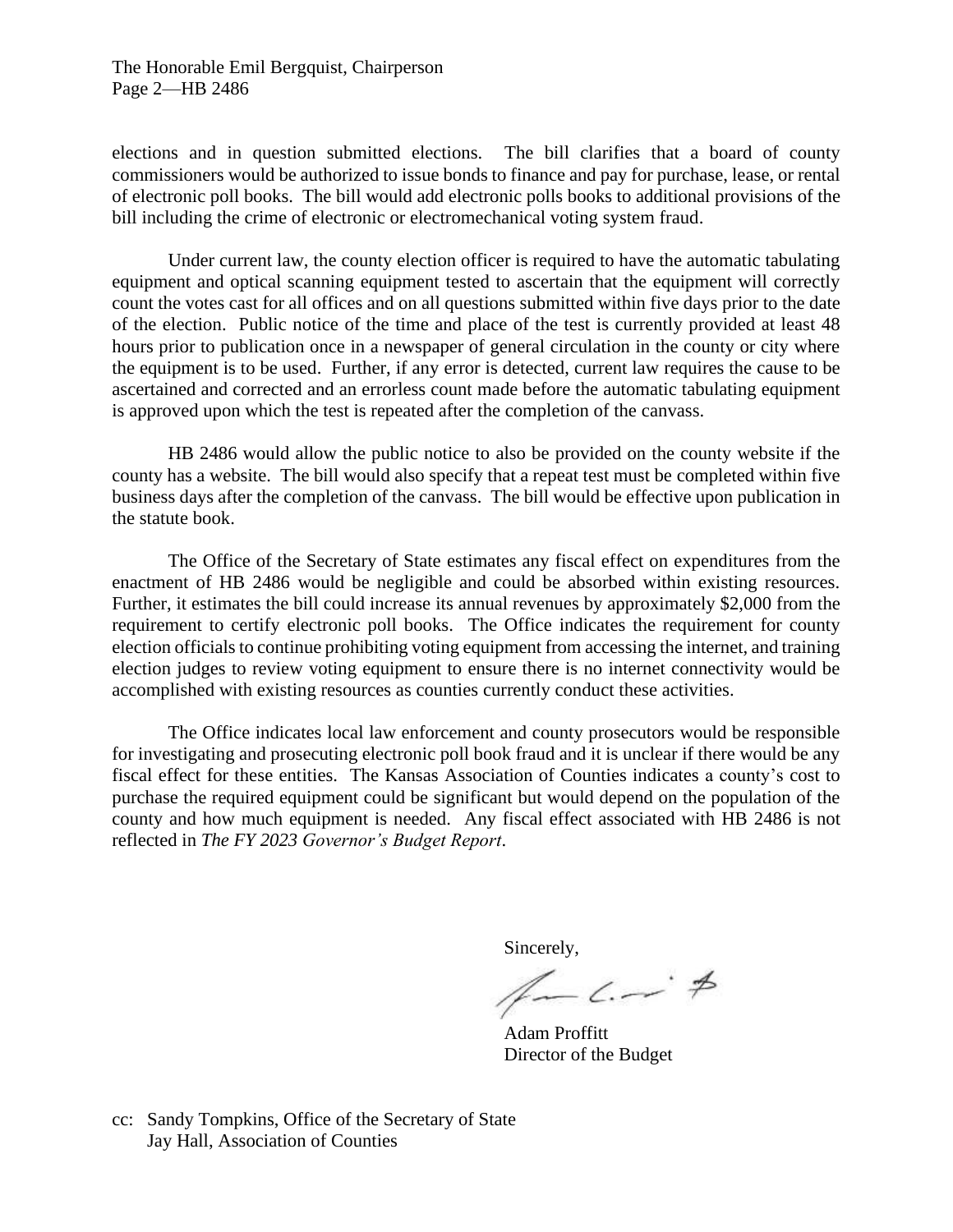elections and in question submitted elections. The bill clarifies that a board of county commissioners would be authorized to issue bonds to finance and pay for purchase, lease, or rental of electronic poll books. The bill would add electronic polls books to additional provisions of the bill including the crime of electronic or electromechanical voting system fraud.

Under current law, the county election officer is required to have the automatic tabulating equipment and optical scanning equipment tested to ascertain that the equipment will correctly count the votes cast for all offices and on all questions submitted within five days prior to the date of the election. Public notice of the time and place of the test is currently provided at least 48 hours prior to publication once in a newspaper of general circulation in the county or city where the equipment is to be used. Further, if any error is detected, current law requires the cause to be ascertained and corrected and an errorless count made before the automatic tabulating equipment is approved upon which the test is repeated after the completion of the canvass.

HB 2486 would allow the public notice to also be provided on the county website if the county has a website. The bill would also specify that a repeat test must be completed within five business days after the completion of the canvass. The bill would be effective upon publication in the statute book.

The Office of the Secretary of State estimates any fiscal effect on expenditures from the enactment of HB 2486 would be negligible and could be absorbed within existing resources. Further, it estimates the bill could increase its annual revenues by approximately $2,000 from the requirement to certify electronic poll books. The Office indicates the requirement for county election officials to continue prohibiting voting equipment from accessing the internet, and training election judges to review voting equipment to ensure there is no internet connectivity would be accomplished with existing resources as counties currently conduct these activities.

The Office indicates local law enforcement and county prosecutors would be responsible for investigating and prosecuting electronic poll book fraud and it is unclear if there would be any fiscal effect for these entities. The Kansas Association of Counties indicates a county's cost to purchase the required equipment could be significant but would depend on the population of the county and how much equipment is needed. Any fiscal effect associated with HB 2486 is not reflected in *The FY 2023 Governor's Budget Report*.

Sincerely,

Adam Proffitt
Director of the Budget

cc: Sandy Tompkins, Office of the Secretary of State
Jay Hall, Association of Counties